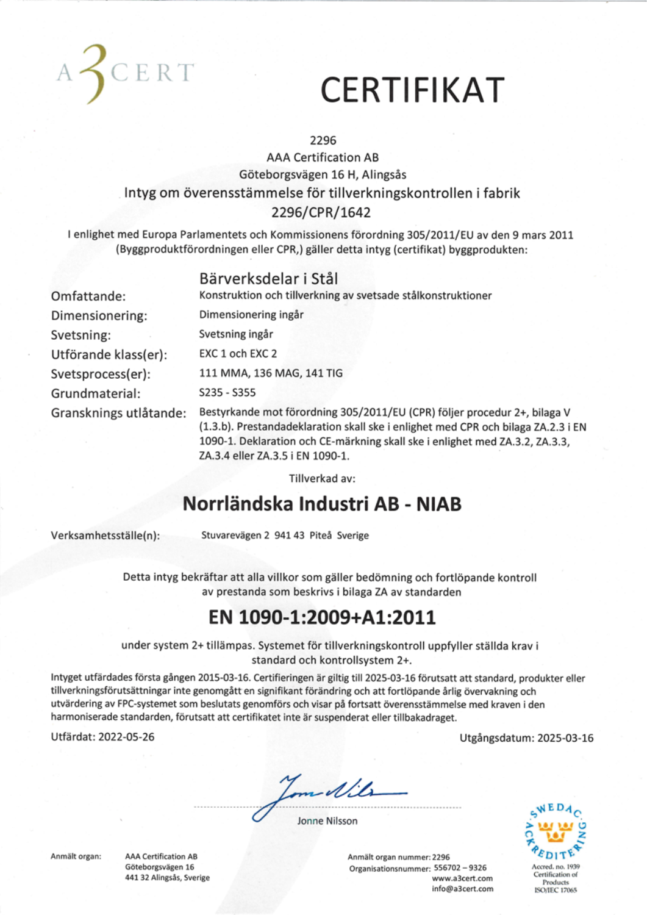A3CERT

# CERTIFIKAT

2296

AAA Certification AB

Göteborgsvägen 16 H, Alingsås

## Intyg om överensstämmelse för tillverkningskontrollen i fabrik

## 2296/CPR/1642

I enlighet med Europa Parlamentets och Kommissionens förordning 305/2011/EU av den 9 mars 2011 (Byggproduktförordningen eller CPR,) gäller detta intyg (certifikat) byggprodukten:

## Bärverksdelar i Stål

| | |
|---|---|
| Omfattande: | Konstruktion och tillverkning av svetsade stålkonstruktioner |
| Dimensionering: | Dimensionering ingår |
| Svetsning: | Svetsning ingår |
| Utförande klass(er): | EXC 1 och EXC 2 |
| Svetsprocess(er): | 111 MMA, 136 MAG, 141 TIG |
| Grundmaterial: | S235 - S355 |
| Gransknings utlåtande: | Bestyrkande mot förordning 305/2011/EU (CPR) följer procedur 2+, bilaga V (1.3.b). Prestandadeklaration skall ske i enlighet med CPR och bilaga ZA.2.3 i EN 1090-1. Deklaration och CE-märkning skall ske i enlighet med ZA.3.2, ZA.3.3, ZA.3.4 eller ZA.3.5 i EN 1090-1. |

Tillverkad av:

## Norrländska Industri AB - NIAB

Verksamhetsställe(n): Stuvarevägen 2 941 43 Piteå Sverige

Detta intyg bekräftar att alla villkor som gäller bedömning och fortlöpande kontroll av prestanda som beskrivs i bilaga ZA av standarden

## EN 1090-1:2009+A1:2011

under system 2+ tillämpas. Systemet för tillverkningskontroll uppfyller ställda krav i standard och kontrollsystem 2+.

Intyget utfärdades första gången 2015-03-16. Certifieringen är giltig till 2025-03-16 förutsatt att standard, produkter eller tillverkningsförutsättningar inte genomgått en signifikant förändring och att fortlöpande årlig övervakning och utvärdering av FPC-systemet som beslutats genomförs och visar på fortsatt överensstämmelse med kraven i den harmoniserade standarden, förutsatt att certifikatet inte är suspenderat eller tillbakadraget.

Utfärdat: 2022-05-26

Utgångsdatum: 2025-03-16

Jonne Nilsson

Anmält organ: AAA Certification AB, Göteborgsvägen 16, 441 32 Alingsås, Sverige

Anmält organ nummer: 2296

Organisationsnummer: 556702 – 9326

www.a3cert.com

info@a3cert.com

SWEDAC ACKREDITERING

Accred. no. 1939 Certification of Products ISO/IEC 17065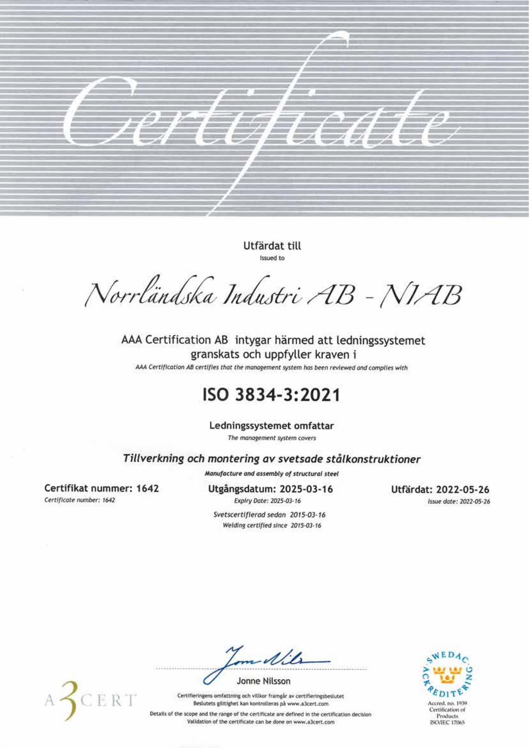# Certificate

Utfärdat till

Issued to

## Norrländska Industri AB - NIAB

AAA Certification AB intygar härmed att ledningssystemet granskats och uppfyller kraven i

*AAA Certification AB certifies that the management system has been reviewed and complies with*

# ISO 3834-3:2021

**Ledningssystemet omfattar**

*The management system covers*

***Tillverkning och montering av svetsade stålkonstruktioner***

***Manufacture and assembly of structural steel***

**Certifikat nummer: 1642**

*Certificate number: 1642*

**Utgångsdatum: 2025-03-16**

*Expiry Date: 2025-03-16*

*Svetscertifierad sedan 2015-03-16*

*Welding certified since 2015-03-16*

**Utfärdat: 2022-05-26**

*Issue date: 2022-05-26*

Jonne Nilsson

Certifieringens omfattning och villkor framgår av certifieringsbeslutet
Beslutets giltighet kan kontrolleras på www.a3cert.com

Details of the scope and the range of the certificate are defined in the certification decision
Validation of the certificate can be done on www.a3cert.com

A3CERT

SWEDAC ACKREDITERING

Accred. no. 1939
Certification of Products
ISO/IEC 17065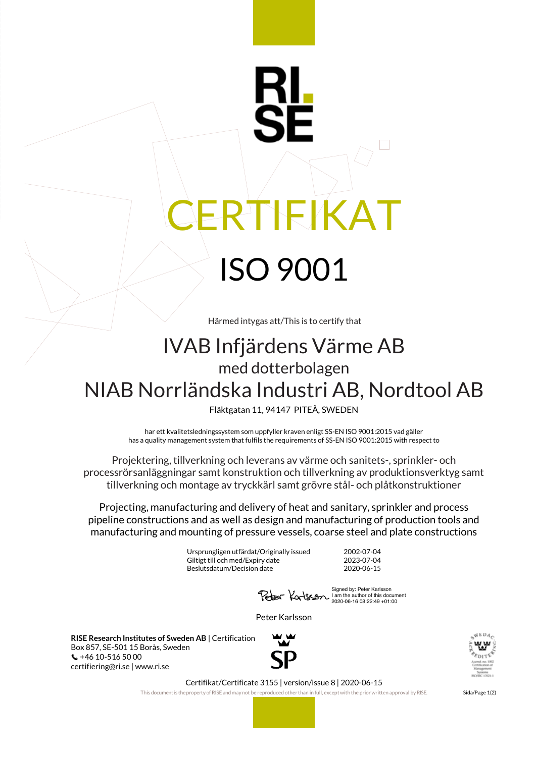# CERTIFIKAT

# ISO 9001

Härmed intygas att/This is to certify that

## IVAB Infjärdens Värme AB

med dotterbolagen

## NIAB Norrländska Industri AB, Nordtool AB

Fläktgatan 11, 94147 PITEÅ, SWEDEN

har ett kvalitetsledningssystem som uppfyller kraven enligt SS-EN ISO 9001:2015 vad gäller
has a quality management system that fulfils the requirements of SS-EN ISO 9001:2015 with respect to

Projektering, tillverkning och leverans av värme och sanitets-, sprinkler- och processrörsanläggningar samt konstruktion och tillverkning av produktionsverktyg samt tillverkning och montage av tryckkärl samt grövre stål- och plåtkonstruktioner

Projecting, manufacturing and delivery of heat and sanitary, sprinkler and process pipeline constructions and as well as design and manufacturing of production tools and manufacturing and mounting of pressure vessels, coarse steel and plate constructions

| | |
|---|---|
| Ursprungligen utfärdat/Originally issued | 2002-07-04 |
| Giltigt till och med/Expiry date | 2023-07-04 |
| Beslutsdatum/Decision date | 2020-06-15 |

Signed by: Peter Karlsson
I am the author of this document
2020-06-16 08:22:49 +01:00

Peter Karlsson

**RISE Research Institutes of Sweden AB** | Certification
Box 857, SE-501 15 Borås, Sweden
+46 10-516 50 00
certifiering@ri.se | www.ri.se

Certifikat/Certificate 3155 | version/issue 8 | 2020-06-15

This document is the property of RISE and may not be reproduced other than in full, except with the prior written approval by RISE.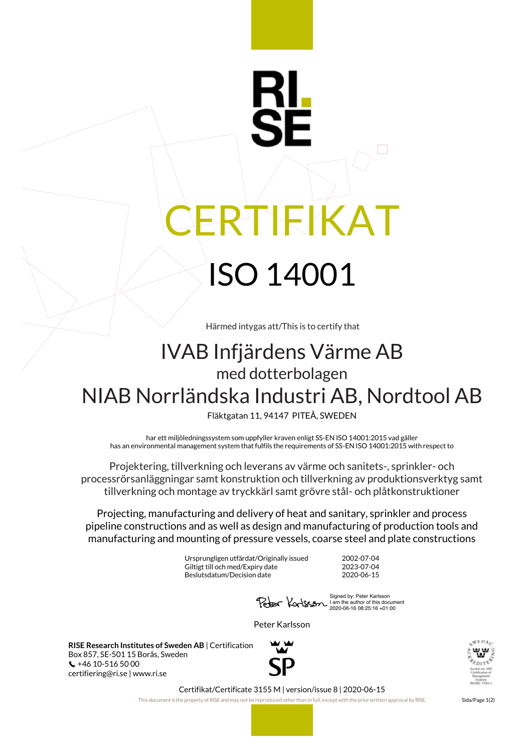# CERTIFIKAT

# ISO 14001

Härmed intygas att/This is to certify that

## IVAB Infjärdens Värme AB

med dotterbolagen

## NIAB Norrländska Industri AB, Nordtool AB

Fläktgatan 11, 94147 PITEÅ, SWEDEN

har ett miljöledningssystem som uppfyller kraven enligt SS-EN ISO 14001:2015 vad gäller
has an environmental management system that fulfils the requirements of SS-EN ISO 14001:2015 with respect to

Projektering, tillverkning och leverans av värme och sanitets-, sprinkler- och processrörsanläggningar samt konstruktion och tillverkning av produktionsverktyg samt tillverkning och montage av tryckkärl samt grövre stål- och plåtkonstruktioner

Projecting, manufacturing and delivery of heat and sanitary, sprinkler and process pipeline constructions and as well as design and manufacturing of production tools and manufacturing and mounting of pressure vessels, coarse steel and plate constructions

| | |
|---|---|
| Ursprungligen utfärdat/Originally issued | 2002-07-04 |
| Giltigt till och med/Expiry date | 2023-07-04 |
| Beslutsdatum/Decision date | 2020-06-15 |

Signed by: Peter Karlsson
I am the author of this document
2020-06-16 08:25:16 +01:00

Peter Karlsson

**RISE Research Institutes of Sweden AB** | Certification
Box 857, SE-501 15 Borås, Sweden
+46 10-516 50 00
certifiering@ri.se | www.ri.se

Certifikat/Certificate 3155 M | version/issue 8 | 2020-06-15

This document is the property of RISE and may not be reproduced other than in full, except with the prior written approval by RISE.